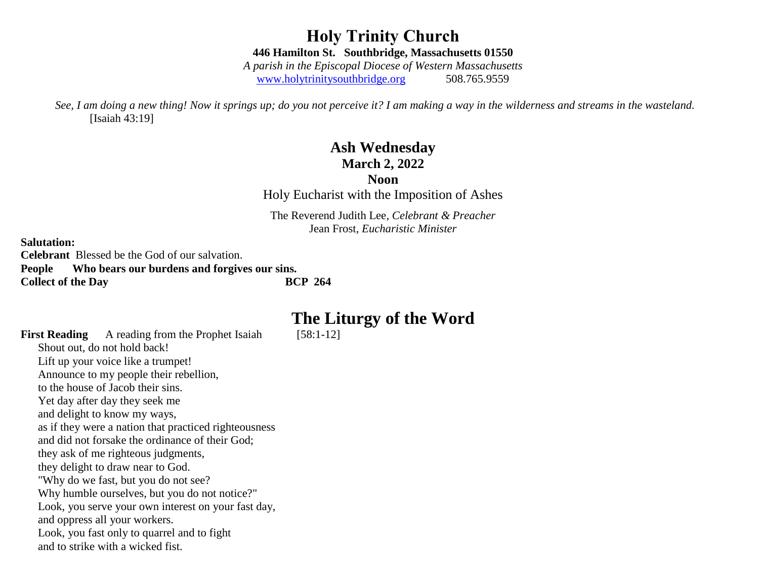# Holy Trinity Church

**446 Hamilton St. Southbridge, Massachusetts 01550**

*A parish in the Episcopal Diocese of Western Massachusetts*

www.holytrinitysouthbridge.org 508.765.9559

*See, I am doing a new thing! Now it springs up; do you not perceive it? I am making a way in the wilderness and streams in the wasteland.* [Isaiah 43:19]

## Ash Wednesday

**March 2, 2022**

**Noon**

Holy Eucharist with the Imposition of Ashes

The Reverend Judith Lee, *Celebrant & Preacher*
Jean Frost, *Eucharistic Minister*

**Salutation:**

**Celebrant** Blessed be the God of our salvation.
**People Who bears our burdens and forgives our sins.**
**Collect of the Day BCP 264**

## The Liturgy of the Word

**First Reading** A reading from the Prophet Isaiah [58:1-12]

Shout out, do not hold back!
Lift up your voice like a trumpet!
Announce to my people their rebellion,
to the house of Jacob their sins.
Yet day after day they seek me
and delight to know my ways,
as if they were a nation that practiced righteousness
and did not forsake the ordinance of their God;
they ask of me righteous judgments,
they delight to draw near to God.
"Why do we fast, but you do not see?
Why humble ourselves, but you do not notice?"
Look, you serve your own interest on your fast day,
and oppress all your workers.
Look, you fast only to quarrel and to fight
and to strike with a wicked fist.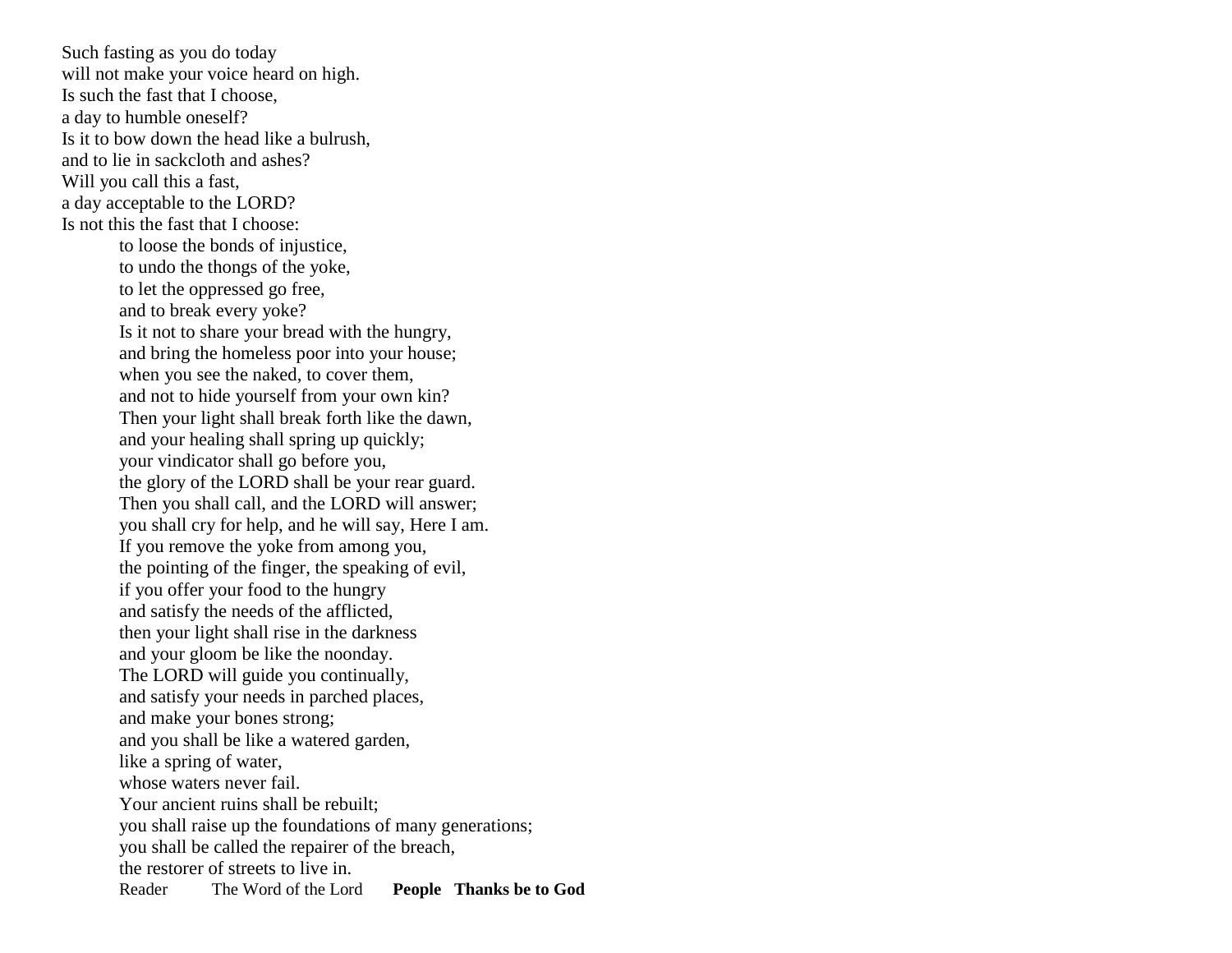Such fasting as you do today
will not make your voice heard on high.
Is such the fast that I choose,
a day to humble oneself?
Is it to bow down the head like a bulrush,
and to lie in sackcloth and ashes?
Will you call this a fast,
a day acceptable to the LORD?
Is not this the fast that I choose:

> to loose the bonds of injustice,
> to undo the thongs of the yoke,
> to let the oppressed go free,
> and to break every yoke?
> Is it not to share your bread with the hungry,
> and bring the homeless poor into your house;
> when you see the naked, to cover them,
> and not to hide yourself from your own kin?
> Then your light shall break forth like the dawn,
> and your healing shall spring up quickly;
> your vindicator shall go before you,
> the glory of the LORD shall be your rear guard.
> Then you shall call, and the LORD will answer;
> you shall cry for help, and he will say, Here I am.
> If you remove the yoke from among you,
> the pointing of the finger, the speaking of evil,
> if you offer your food to the hungry
> and satisfy the needs of the afflicted,
> then your light shall rise in the darkness
> and your gloom be like the noonday.
> The LORD will guide you continually,
> and satisfy your needs in parched places,
> and make your bones strong;
> and you shall be like a watered garden,
> like a spring of water,
> whose waters never fail.
> Your ancient ruins shall be rebuilt;
> you shall raise up the foundations of many generations;
> you shall be called the repairer of the breach,
> the restorer of streets to live in.
> Reader The Word of the Lord **People Thanks be to God**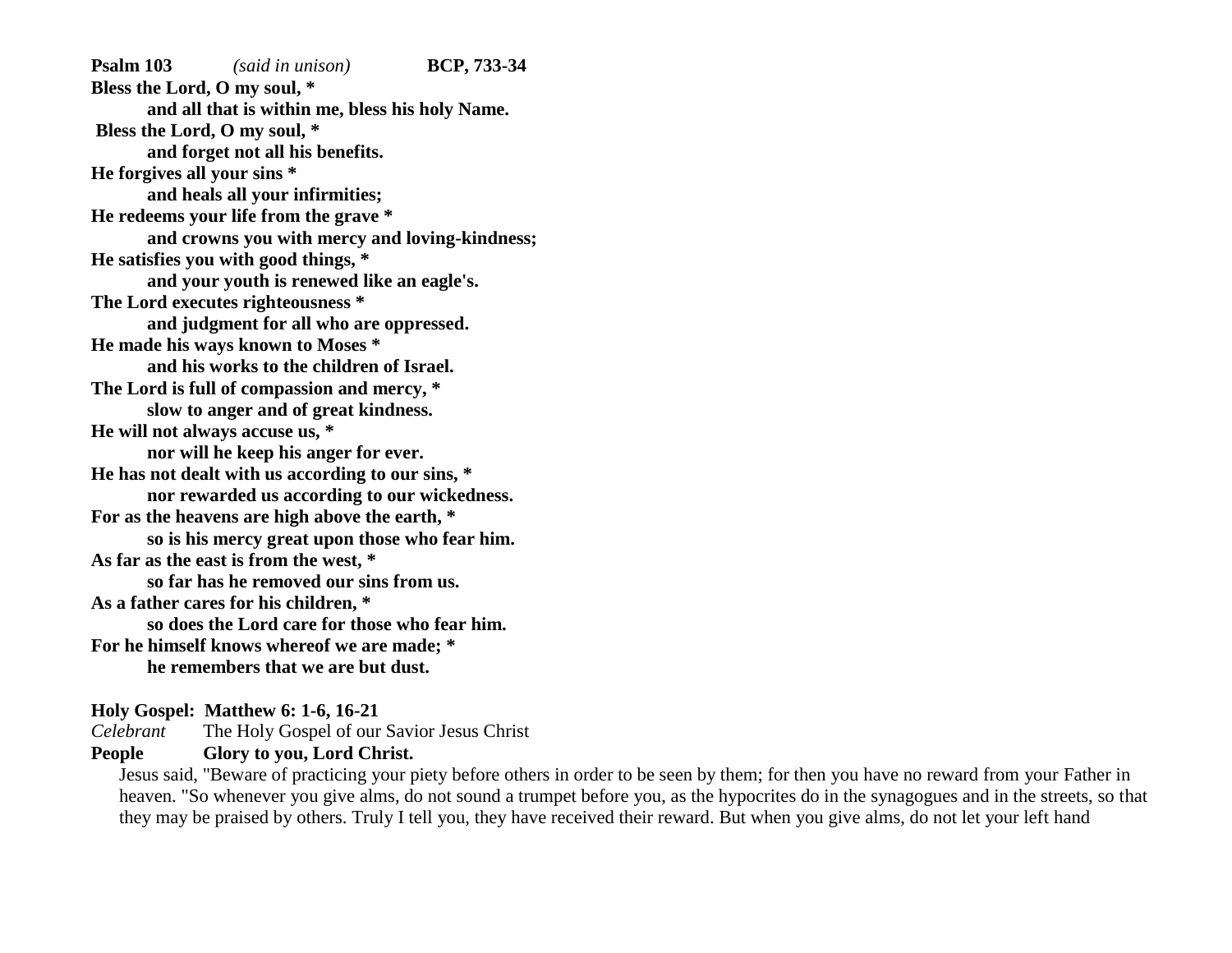**Psalm 103** *(said in unison)* **BCP, 733-34**

**Bless the Lord, O my soul, \***
**and all that is within me, bless his holy Name.**
**Bless the Lord, O my soul, \***
**and forget not all his benefits.**
**He forgives all your sins \***
**and heals all your infirmities;**
**He redeems your life from the grave \***
**and crowns you with mercy and loving-kindness;**
**He satisfies you with good things, \***
**and your youth is renewed like an eagle's.**
**The Lord executes righteousness \***
**and judgment for all who are oppressed.**
**He made his ways known to Moses \***
**and his works to the children of Israel.**
**The Lord is full of compassion and mercy, \***
**slow to anger and of great kindness.**
**He will not always accuse us, \***
**nor will he keep his anger for ever.**
**He has not dealt with us according to our sins, \***
**nor rewarded us according to our wickedness.**
**For as the heavens are high above the earth, \***
**so is his mercy great upon those who fear him.**
**As far as the east is from the west, \***
**so far has he removed our sins from us.**
**As a father cares for his children, \***
**so does the Lord care for those who fear him.**
**For he himself knows whereof we are made; \***
**he remembers that we are but dust.**

**Holy Gospel: Matthew 6: 1-6, 16-21**

*Celebrant* The Holy Gospel of our Savior Jesus Christ
**People Glory to you, Lord Christ.**

Jesus said, "Beware of practicing your piety before others in order to be seen by them; for then you have no reward from your Father in heaven. "So whenever you give alms, do not sound a trumpet before you, as the hypocrites do in the synagogues and in the streets, so that they may be praised by others. Truly I tell you, they have received their reward. But when you give alms, do not let your left hand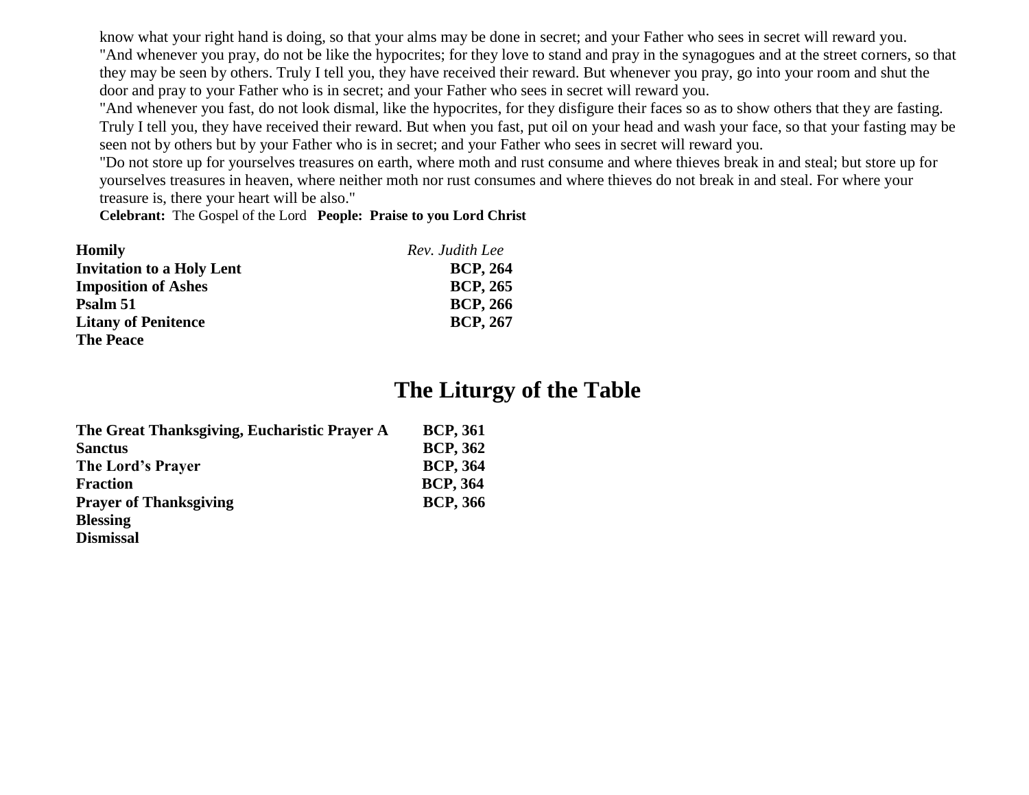know what your right hand is doing, so that your alms may be done in secret; and your Father who sees in secret will reward you.

"And whenever you pray, do not be like the hypocrites; for they love to stand and pray in the synagogues and at the street corners, so that they may be seen by others. Truly I tell you, they have received their reward. But whenever you pray, go into your room and shut the door and pray to your Father who is in secret; and your Father who sees in secret will reward you.

"And whenever you fast, do not look dismal, like the hypocrites, for they disfigure their faces so as to show others that they are fasting. Truly I tell you, they have received their reward. But when you fast, put oil on your head and wash your face, so that your fasting may be seen not by others but by your Father who is in secret; and your Father who sees in secret will reward you.

"Do not store up for yourselves treasures on earth, where moth and rust consume and where thieves break in and steal; but store up for yourselves treasures in heaven, where neither moth nor rust consumes and where thieves do not break in and steal. For where your treasure is, there your heart will be also."

**Celebrant:** The Gospel of the Lord **People: Praise to you Lord Christ**

| | |
|---|---|
| **Homily** | *Rev. Judith Lee* |
| **Invitation to a Holy Lent** | **BCP, 264** |
| **Imposition of Ashes** | **BCP, 265** |
| **Psalm 51** | **BCP, 266** |
| **Litany of Penitence** | **BCP, 267** |
| **The Peace** | |

## The Liturgy of the Table

| | |
|---|---|
| **The Great Thanksgiving, Eucharistic Prayer A** | **BCP, 361** |
| **Sanctus** | **BCP, 362** |
| **The Lord's Prayer** | **BCP, 364** |
| **Fraction** | **BCP, 364** |
| **Prayer of Thanksgiving** | **BCP, 366** |
| **Blessing** | |
| **Dismissal** | |